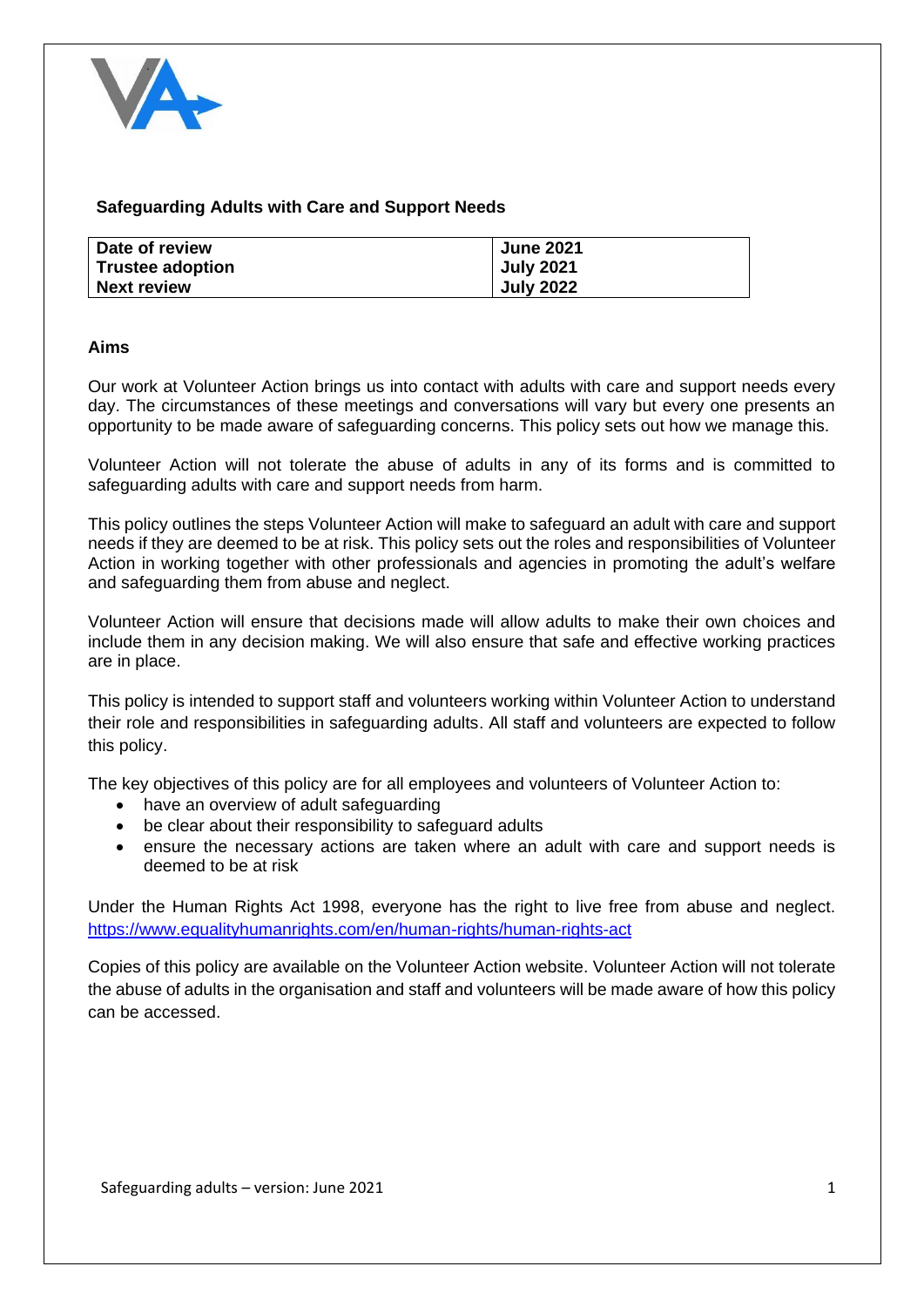## Safeguarding Adults with Care and Support Needs

| | |
|---|---|
| **Date of review** | **June 2021** |
| **Trustee adoption** | **July 2021** |
| **Next review** | **July 2022** |

### Aims

Our work at Volunteer Action brings us into contact with adults with care and support needs every day. The circumstances of these meetings and conversations will vary but every one presents an opportunity to be made aware of safeguarding concerns. This policy sets out how we manage this.

Volunteer Action will not tolerate the abuse of adults in any of its forms and is committed to safeguarding adults with care and support needs from harm.

This policy outlines the steps Volunteer Action will make to safeguard an adult with care and support needs if they are deemed to be at risk. This policy sets out the roles and responsibilities of Volunteer Action in working together with other professionals and agencies in promoting the adult's welfare and safeguarding them from abuse and neglect.

Volunteer Action will ensure that decisions made will allow adults to make their own choices and include them in any decision making. We will also ensure that safe and effective working practices are in place.

This policy is intended to support staff and volunteers working within Volunteer Action to understand their role and responsibilities in safeguarding adults. All staff and volunteers are expected to follow this policy.

The key objectives of this policy are for all employees and volunteers of Volunteer Action to:

- have an overview of adult safeguarding
- be clear about their responsibility to safeguard adults
- ensure the necessary actions are taken where an adult with care and support needs is deemed to be at risk

Under the Human Rights Act 1998, everyone has the right to live free from abuse and neglect. https://www.equalityhumanrights.com/en/human-rights/human-rights-act

Copies of this policy are available on the Volunteer Action website. Volunteer Action will not tolerate the abuse of adults in the organisation and staff and volunteers will be made aware of how this policy can be accessed.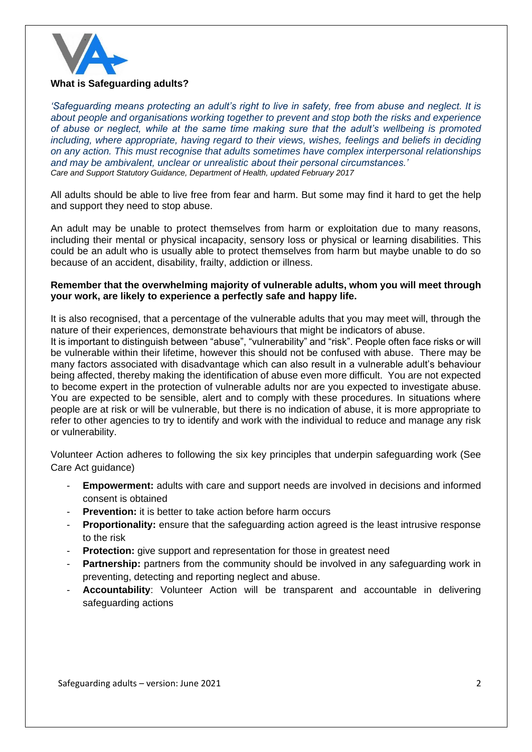## What is Safeguarding adults?

*'Safeguarding means protecting an adult's right to live in safety, free from abuse and neglect. It is about people and organisations working together to prevent and stop both the risks and experience of abuse or neglect, while at the same time making sure that the adult's wellbeing is promoted including, where appropriate, having regard to their views, wishes, feelings and beliefs in deciding on any action. This must recognise that adults sometimes have complex interpersonal relationships and may be ambivalent, unclear or unrealistic about their personal circumstances.'*
*Care and Support Statutory Guidance, Department of Health, updated February 2017*

All adults should be able to live free from fear and harm. But some may find it hard to get the help and support they need to stop abuse.

An adult may be unable to protect themselves from harm or exploitation due to many reasons, including their mental or physical incapacity, sensory loss or physical or learning disabilities. This could be an adult who is usually able to protect themselves from harm but maybe unable to do so because of an accident, disability, frailty, addiction or illness.

**Remember that the overwhelming majority of vulnerable adults, whom you will meet through your work, are likely to experience a perfectly safe and happy life.**

It is also recognised, that a percentage of the vulnerable adults that you may meet will, through the nature of their experiences, demonstrate behaviours that might be indicators of abuse.
It is important to distinguish between "abuse", "vulnerability" and "risk". People often face risks or will be vulnerable within their lifetime, however this should not be confused with abuse. There may be many factors associated with disadvantage which can also result in a vulnerable adult's behaviour being affected, thereby making the identification of abuse even more difficult. You are not expected to become expert in the protection of vulnerable adults nor are you expected to investigate abuse. You are expected to be sensible, alert and to comply with these procedures. In situations where people are at risk or will be vulnerable, but there is no indication of abuse, it is more appropriate to refer to other agencies to try to identify and work with the individual to reduce and manage any risk or vulnerability.

Volunteer Action adheres to following the six key principles that underpin safeguarding work (See Care Act guidance)

- **Empowerment:** adults with care and support needs are involved in decisions and informed consent is obtained
- **Prevention:** it is better to take action before harm occurs
- **Proportionality:** ensure that the safeguarding action agreed is the least intrusive response to the risk
- **Protection:** give support and representation for those in greatest need
- **Partnership:** partners from the community should be involved in any safeguarding work in preventing, detecting and reporting neglect and abuse.
- **Accountability**: Volunteer Action will be transparent and accountable in delivering safeguarding actions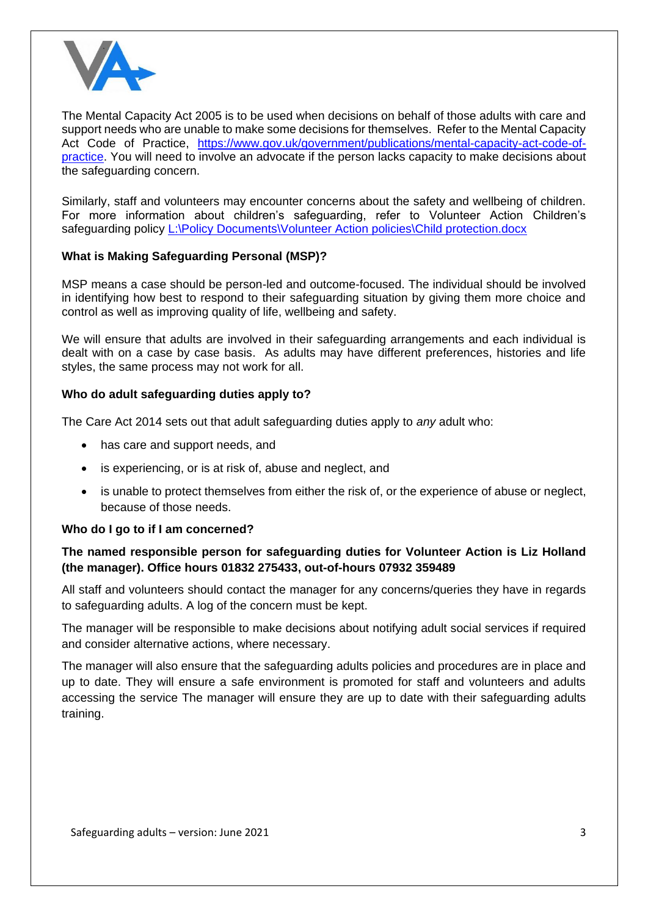The Mental Capacity Act 2005 is to be used when decisions on behalf of those adults with care and support needs who are unable to make some decisions for themselves. Refer to the Mental Capacity Act Code of Practice, [https://www.gov.uk/government/publications/mental-capacity-act-code-of-practice](https://www.gov.uk/government/publications/mental-capacity-act-code-of-practice). You will need to involve an advocate if the person lacks capacity to make decisions about the safeguarding concern.

Similarly, staff and volunteers may encounter concerns about the safety and wellbeing of children. For more information about children's safeguarding, refer to Volunteer Action Children's safeguarding policy L:\Policy Documents\Volunteer Action policies\Child protection.docx

**What is Making Safeguarding Personal (MSP)?**

MSP means a case should be person-led and outcome-focused. The individual should be involved in identifying how best to respond to their safeguarding situation by giving them more choice and control as well as improving quality of life, wellbeing and safety.

We will ensure that adults are involved in their safeguarding arrangements and each individual is dealt with on a case by case basis. As adults may have different preferences, histories and life styles, the same process may not work for all.

**Who do adult safeguarding duties apply to?**

The Care Act 2014 sets out that adult safeguarding duties apply to *any* adult who:

- has care and support needs, and
- is experiencing, or is at risk of, abuse and neglect, and
- is unable to protect themselves from either the risk of, or the experience of abuse or neglect, because of those needs.

**Who do I go to if I am concerned?**

**The named responsible person for safeguarding duties for Volunteer Action is Liz Holland (the manager). Office hours 01832 275433, out-of-hours 07932 359489**

All staff and volunteers should contact the manager for any concerns/queries they have in regards to safeguarding adults. A log of the concern must be kept.

The manager will be responsible to make decisions about notifying adult social services if required and consider alternative actions, where necessary.

The manager will also ensure that the safeguarding adults policies and procedures are in place and up to date. They will ensure a safe environment is promoted for staff and volunteers and adults accessing the service The manager will ensure they are up to date with their safeguarding adults training.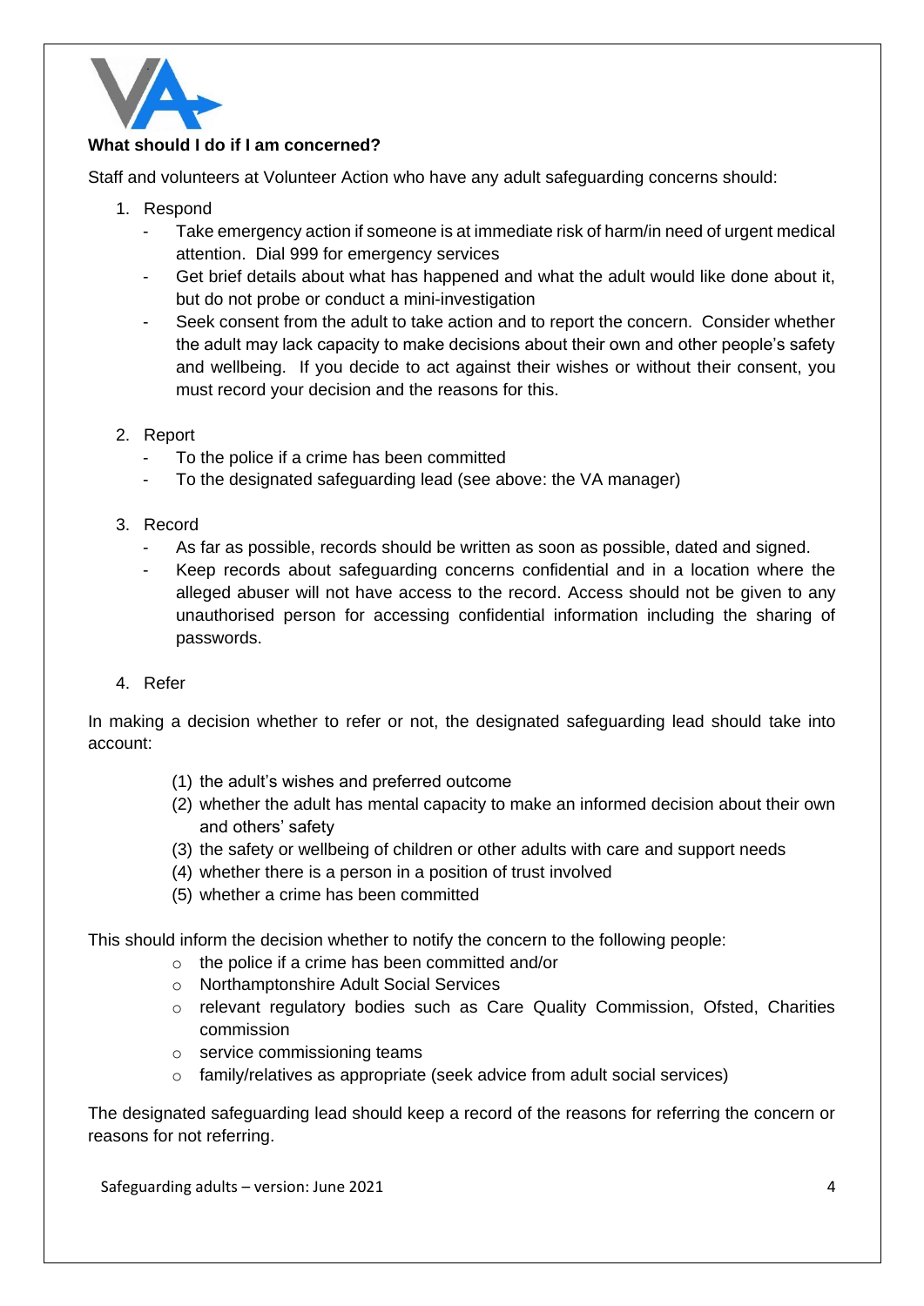**What should I do if I am concerned?**

Staff and volunteers at Volunteer Action who have any adult safeguarding concerns should:

1. Respond
   - Take emergency action if someone is at immediate risk of harm/in need of urgent medical attention. Dial 999 for emergency services
   - Get brief details about what has happened and what the adult would like done about it, but do not probe or conduct a mini-investigation
   - Seek consent from the adult to take action and to report the concern. Consider whether the adult may lack capacity to make decisions about their own and other people's safety and wellbeing. If you decide to act against their wishes or without their consent, you must record your decision and the reasons for this.

2. Report
   - To the police if a crime has been committed
   - To the designated safeguarding lead (see above: the VA manager)

3. Record
   - As far as possible, records should be written as soon as possible, dated and signed.
   - Keep records about safeguarding concerns confidential and in a location where the alleged abuser will not have access to the record. Access should not be given to any unauthorised person for accessing confidential information including the sharing of passwords.

4. Refer

In making a decision whether to refer or not, the designated safeguarding lead should take into account:

(1) the adult's wishes and preferred outcome
(2) whether the adult has mental capacity to make an informed decision about their own and others' safety
(3) the safety or wellbeing of children or other adults with care and support needs
(4) whether there is a person in a position of trust involved
(5) whether a crime has been committed

This should inform the decision whether to notify the concern to the following people:

- the police if a crime has been committed and/or
- Northamptonshire Adult Social Services
- relevant regulatory bodies such as Care Quality Commission, Ofsted, Charities commission
- service commissioning teams
- family/relatives as appropriate (seek advice from adult social services)

The designated safeguarding lead should keep a record of the reasons for referring the concern or reasons for not referring.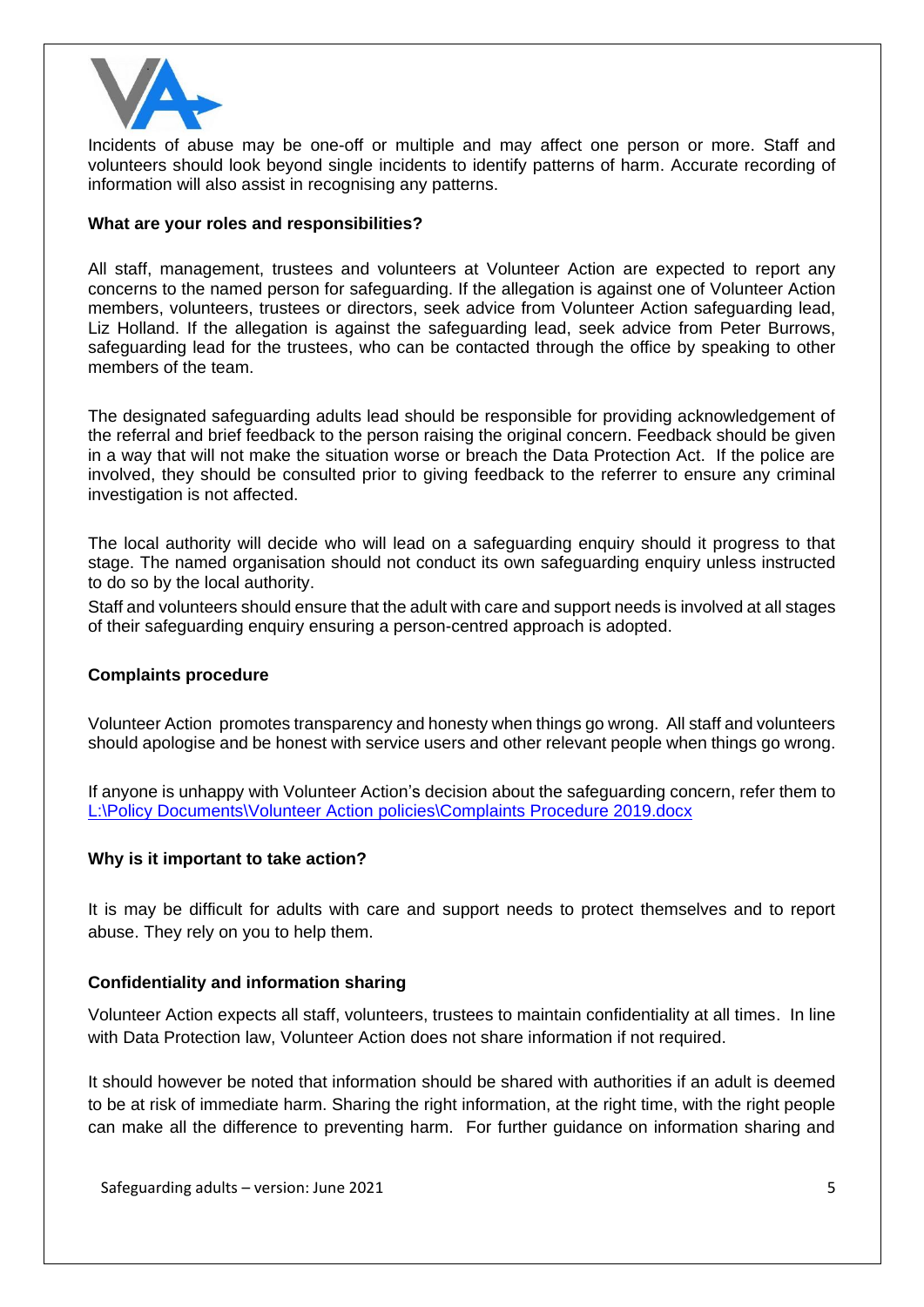Incidents of abuse may be one-off or multiple and may affect one person or more. Staff and volunteers should look beyond single incidents to identify patterns of harm. Accurate recording of information will also assist in recognising any patterns.

**What are your roles and responsibilities?**

All staff, management, trustees and volunteers at Volunteer Action are expected to report any concerns to the named person for safeguarding. If the allegation is against one of Volunteer Action members, volunteers, trustees or directors, seek advice from Volunteer Action safeguarding lead, Liz Holland. If the allegation is against the safeguarding lead, seek advice from Peter Burrows, safeguarding lead for the trustees, who can be contacted through the office by speaking to other members of the team.

The designated safeguarding adults lead should be responsible for providing acknowledgement of the referral and brief feedback to the person raising the original concern. Feedback should be given in a way that will not make the situation worse or breach the Data Protection Act. If the police are involved, they should be consulted prior to giving feedback to the referrer to ensure any criminal investigation is not affected.

The local authority will decide who will lead on a safeguarding enquiry should it progress to that stage. The named organisation should not conduct its own safeguarding enquiry unless instructed to do so by the local authority.

Staff and volunteers should ensure that the adult with care and support needs is involved at all stages of their safeguarding enquiry ensuring a person-centred approach is adopted.

**Complaints procedure**

Volunteer Action promotes transparency and honesty when things go wrong. All staff and volunteers should apologise and be honest with service users and other relevant people when things go wrong.

If anyone is unhappy with Volunteer Action's decision about the safeguarding concern, refer them to L:\Policy Documents\Volunteer Action policies\Complaints Procedure 2019.docx

**Why is it important to take action?**

It is may be difficult for adults with care and support needs to protect themselves and to report abuse. They rely on you to help them.

**Confidentiality and information sharing**

Volunteer Action expects all staff, volunteers, trustees to maintain confidentiality at all times. In line with Data Protection law, Volunteer Action does not share information if not required.

It should however be noted that information should be shared with authorities if an adult is deemed to be at risk of immediate harm. Sharing the right information, at the right time, with the right people can make all the difference to preventing harm. For further guidance on information sharing and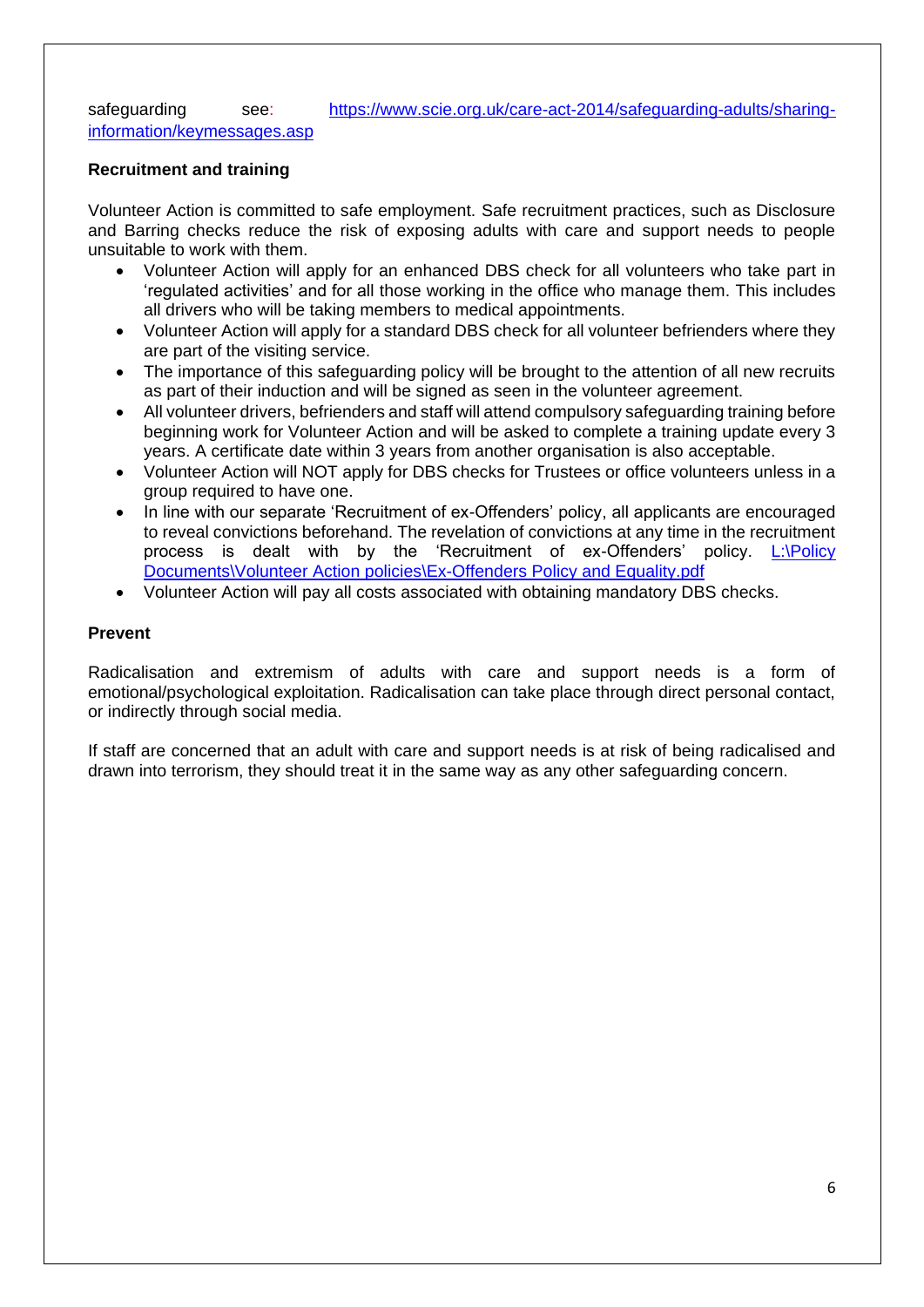safeguarding see: [https://www.scie.org.uk/care-act-2014/safeguarding-adults/sharing-information/keymessages.asp](https://www.scie.org.uk/care-act-2014/safeguarding-adults/sharing-information/keymessages.asp)

**Recruitment and training**

Volunteer Action is committed to safe employment. Safe recruitment practices, such as Disclosure and Barring checks reduce the risk of exposing adults with care and support needs to people unsuitable to work with them.

- Volunteer Action will apply for an enhanced DBS check for all volunteers who take part in 'regulated activities' and for all those working in the office who manage them. This includes all drivers who will be taking members to medical appointments.
- Volunteer Action will apply for a standard DBS check for all volunteer befrienders where they are part of the visiting service.
- The importance of this safeguarding policy will be brought to the attention of all new recruits as part of their induction and will be signed as seen in the volunteer agreement.
- All volunteer drivers, befrienders and staff will attend compulsory safeguarding training before beginning work for Volunteer Action and will be asked to complete a training update every 3 years. A certificate date within 3 years from another organisation is also acceptable.
- Volunteer Action will NOT apply for DBS checks for Trustees or office volunteers unless in a group required to have one.
- In line with our separate 'Recruitment of ex-Offenders' policy, all applicants are encouraged to reveal convictions beforehand. The revelation of convictions at any time in the recruitment process is dealt with by the 'Recruitment of ex-Offenders' policy. L:\Policy Documents\Volunteer Action policies\Ex-Offenders Policy and Equality.pdf
- Volunteer Action will pay all costs associated with obtaining mandatory DBS checks.

**Prevent**

Radicalisation and extremism of adults with care and support needs is a form of emotional/psychological exploitation. Radicalisation can take place through direct personal contact, or indirectly through social media.

If staff are concerned that an adult with care and support needs is at risk of being radicalised and drawn into terrorism, they should treat it in the same way as any other safeguarding concern.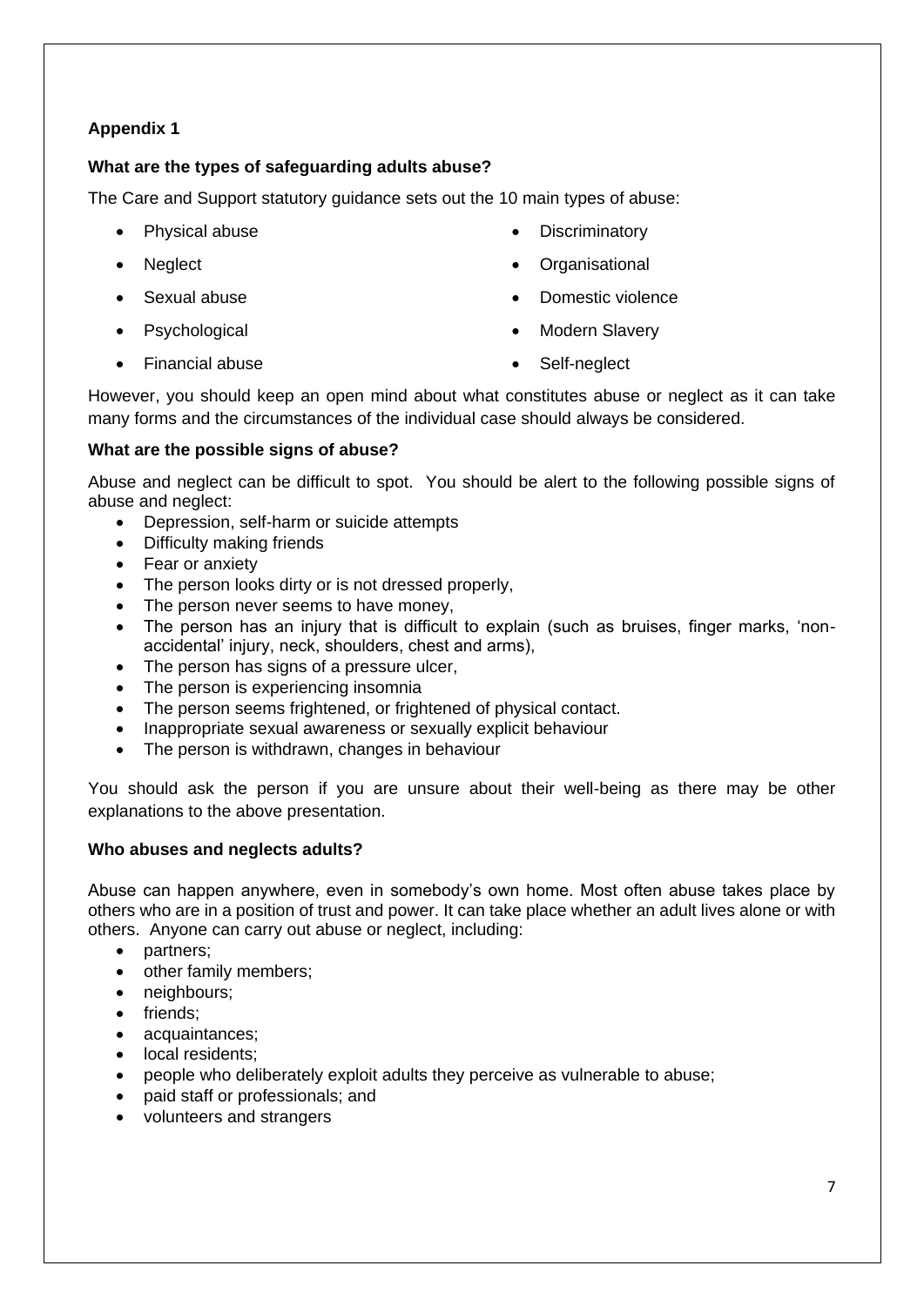**Appendix 1**

**What are the types of safeguarding adults abuse?**

The Care and Support statutory guidance sets out the 10 main types of abuse:

- Physical abuse
- Neglect
- Sexual abuse
- Psychological
- Financial abuse
- Discriminatory
- Organisational
- Domestic violence
- Modern Slavery
- Self-neglect

However, you should keep an open mind about what constitutes abuse or neglect as it can take many forms and the circumstances of the individual case should always be considered.

**What are the possible signs of abuse?**

Abuse and neglect can be difficult to spot. You should be alert to the following possible signs of abuse and neglect:

- Depression, self-harm or suicide attempts
- Difficulty making friends
- Fear or anxiety
- The person looks dirty or is not dressed properly,
- The person never seems to have money,
- The person has an injury that is difficult to explain (such as bruises, finger marks, 'non-accidental' injury, neck, shoulders, chest and arms),
- The person has signs of a pressure ulcer,
- The person is experiencing insomnia
- The person seems frightened, or frightened of physical contact.
- Inappropriate sexual awareness or sexually explicit behaviour
- The person is withdrawn, changes in behaviour

You should ask the person if you are unsure about their well-being as there may be other explanations to the above presentation.

**Who abuses and neglects adults?**

Abuse can happen anywhere, even in somebody's own home. Most often abuse takes place by others who are in a position of trust and power. It can take place whether an adult lives alone or with others. Anyone can carry out abuse or neglect, including:

- partners;
- other family members;
- neighbours;
- friends;
- acquaintances;
- local residents;
- people who deliberately exploit adults they perceive as vulnerable to abuse;
- paid staff or professionals; and
- volunteers and strangers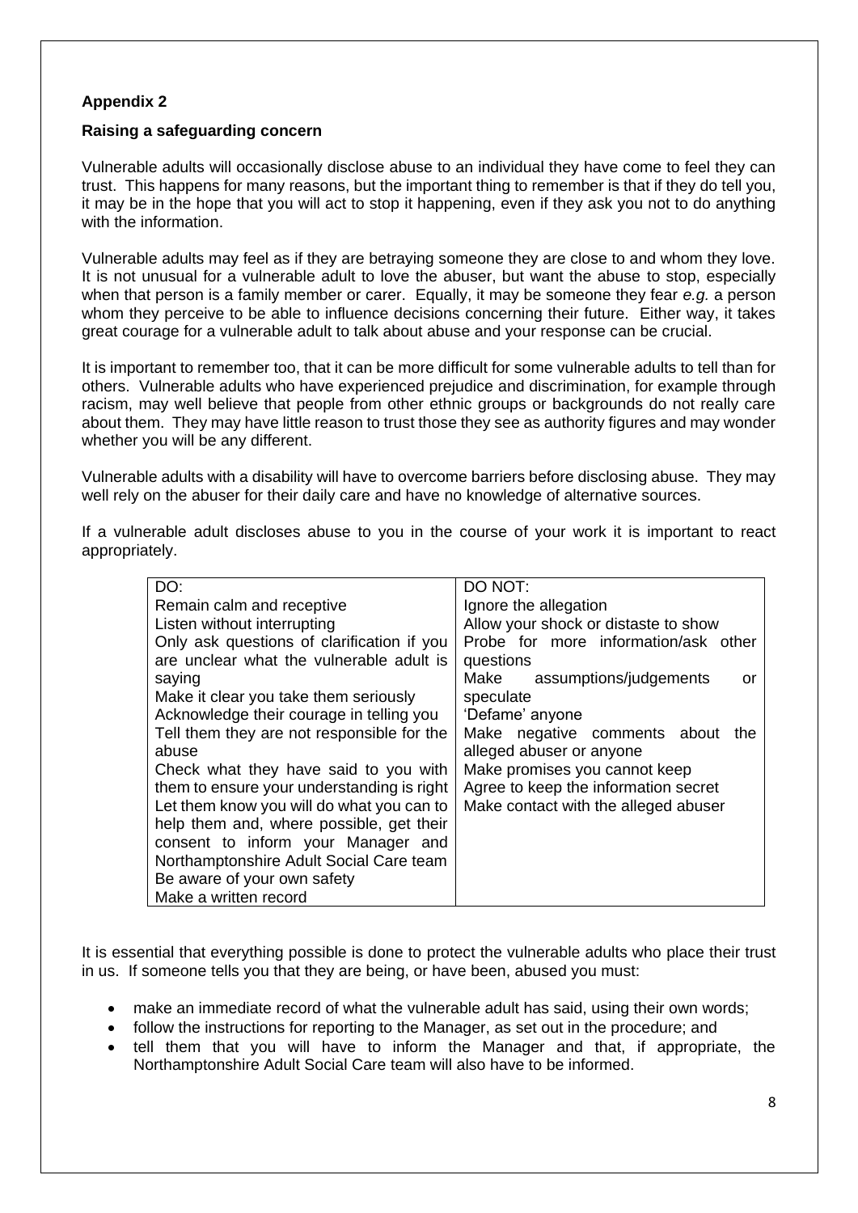**Appendix 2**

**Raising a safeguarding concern**

Vulnerable adults will occasionally disclose abuse to an individual they have come to feel they can trust. This happens for many reasons, but the important thing to remember is that if they do tell you, it may be in the hope that you will act to stop it happening, even if they ask you not to do anything with the information.

Vulnerable adults may feel as if they are betraying someone they are close to and whom they love. It is not unusual for a vulnerable adult to love the abuser, but want the abuse to stop, especially when that person is a family member or carer. Equally, it may be someone they fear *e.g.* a person whom they perceive to be able to influence decisions concerning their future. Either way, it takes great courage for a vulnerable adult to talk about abuse and your response can be crucial.

It is important to remember too, that it can be more difficult for some vulnerable adults to tell than for others. Vulnerable adults who have experienced prejudice and discrimination, for example through racism, may well believe that people from other ethnic groups or backgrounds do not really care about them. They may have little reason to trust those they see as authority figures and may wonder whether you will be any different.

Vulnerable adults with a disability will have to overcome barriers before disclosing abuse. They may well rely on the abuser for their daily care and have no knowledge of alternative sources.

If a vulnerable adult discloses abuse to you in the course of your work it is important to react appropriately.

| DO: | DO NOT: |
|---|---|
| Remain calm and receptive<br>Listen without interrupting<br>Only ask questions of clarification if you are unclear what the vulnerable adult is saying<br>Make it clear you take them seriously<br>Acknowledge their courage in telling you<br>Tell them they are not responsible for the abuse<br>Check what they have said to you with them to ensure your understanding is right<br>Let them know you will do what you can to help them and, where possible, get their consent to inform your Manager and Northamptonshire Adult Social Care team<br>Be aware of your own safety<br>Make a written record | Ignore the allegation<br>Allow your shock or distaste to show<br>Probe for more information/ask other questions<br>Make assumptions/judgements or speculate<br>'Defame' anyone<br>Make negative comments about the alleged abuser or anyone<br>Make promises you cannot keep<br>Agree to keep the information secret<br>Make contact with the alleged abuser |

It is essential that everything possible is done to protect the vulnerable adults who place their trust in us. If someone tells you that they are being, or have been, abused you must:

- make an immediate record of what the vulnerable adult has said, using their own words;
- follow the instructions for reporting to the Manager, as set out in the procedure; and
- tell them that you will have to inform the Manager and that, if appropriate, the Northamptonshire Adult Social Care team will also have to be informed.